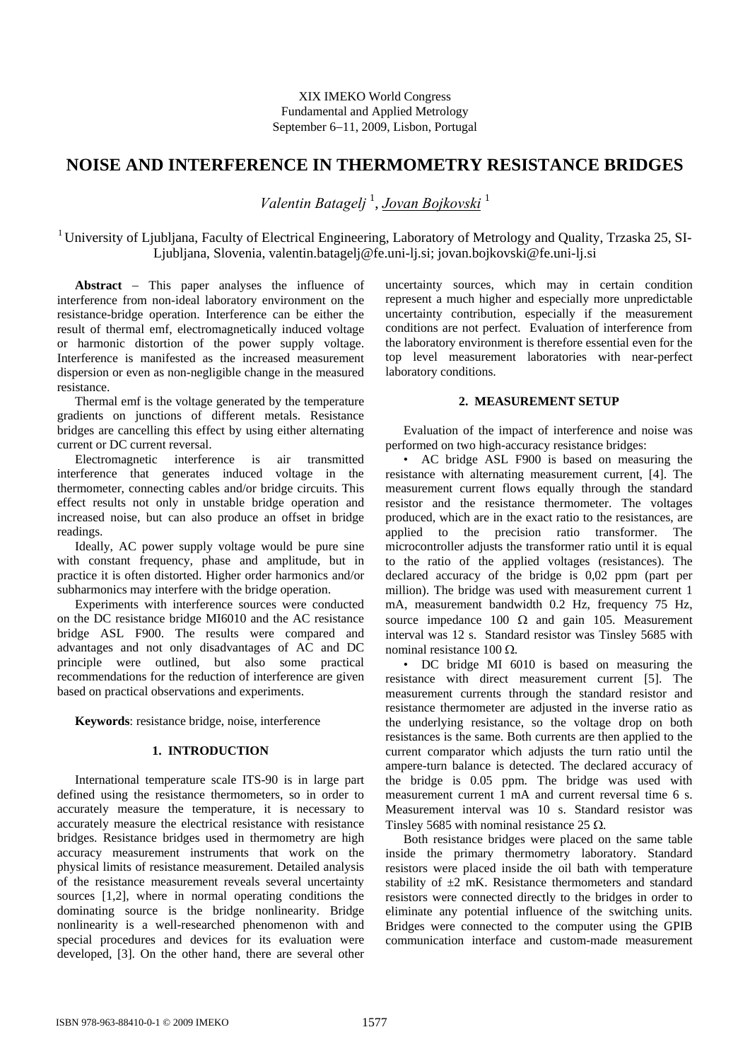XIX IMEKO World Congress
Fundamental and Applied Metrology
September 6−11, 2009, Lisbon, Portugal

# NOISE AND INTERFERENCE IN THERMOMETRY RESISTANCE BRIDGES

*Valentin Batagelj* [1], *Jovan Bojkovski* [1]

[1] University of Ljubljana, Faculty of Electrical Engineering, Laboratory of Metrology and Quality, Trzaska 25, SI-Ljubljana, Slovenia, valentin.batagelj@fe.uni-lj.si; jovan.bojkovski@fe.uni-lj.si

**Abstract** − This paper analyses the influence of interference from non-ideal laboratory environment on the resistance-bridge operation. Interference can be either the result of thermal emf, electromagnetically induced voltage or harmonic distortion of the power supply voltage. Interference is manifested as the increased measurement dispersion or even as non-negligible change in the measured resistance.

Thermal emf is the voltage generated by the temperature gradients on junctions of different metals. Resistance bridges are cancelling this effect by using either alternating current or DC current reversal.

Electromagnetic interference is air transmitted interference that generates induced voltage in the thermometer, connecting cables and/or bridge circuits. This effect results not only in unstable bridge operation and increased noise, but can also produce an offset in bridge readings.

Ideally, AC power supply voltage would be pure sine with constant frequency, phase and amplitude, but in practice it is often distorted. Higher order harmonics and/or subharmonics may interfere with the bridge operation.

Experiments with interference sources were conducted on the DC resistance bridge MI6010 and the AC resistance bridge ASL F900. The results were compared and advantages and not only disadvantages of AC and DC principle were outlined, but also some practical recommendations for the reduction of interference are given based on practical observations and experiments.

**Keywords**: resistance bridge, noise, interference

## 1. INTRODUCTION

International temperature scale ITS-90 is in large part defined using the resistance thermometers, so in order to accurately measure the temperature, it is necessary to accurately measure the electrical resistance with resistance bridges. Resistance bridges used in thermometry are high accuracy measurement instruments that work on the physical limits of resistance measurement. Detailed analysis of the resistance measurement reveals several uncertainty sources [1,2], where in normal operating conditions the dominating source is the bridge nonlinearity. Bridge nonlinearity is a well-researched phenomenon with and special procedures and devices for its evaluation were developed, [3]. On the other hand, there are several other uncertainty sources, which may in certain condition represent a much higher and especially more unpredictable uncertainty contribution, especially if the measurement conditions are not perfect. Evaluation of interference from the laboratory environment is therefore essential even for the top level measurement laboratories with near-perfect laboratory conditions.

## 2. MEASUREMENT SETUP

Evaluation of the impact of interference and noise was performed on two high-accuracy resistance bridges:

- AC bridge ASL F900 is based on measuring the resistance with alternating measurement current, [4]. The measurement current flows equally through the standard resistor and the resistance thermometer. The voltages produced, which are in the exact ratio to the resistances, are applied to the precision ratio transformer. The microcontroller adjusts the transformer ratio until it is equal to the ratio of the applied voltages (resistances). The declared accuracy of the bridge is 0,02 ppm (part per million). The bridge was used with measurement current 1 mA, measurement bandwidth 0.2 Hz, frequency 75 Hz, source impedance 100 Ω and gain 105. Measurement interval was 12 s. Standard resistor was Tinsley 5685 with nominal resistance 100 Ω.
- DC bridge MI 6010 is based on measuring the resistance with direct measurement current [5]. The measurement currents through the standard resistor and resistance thermometer are adjusted in the inverse ratio as the underlying resistance, so the voltage drop on both resistances is the same. Both currents are then applied to the current comparator which adjusts the turn ratio until the ampere-turn balance is detected. The declared accuracy of the bridge is 0.05 ppm. The bridge was used with measurement current 1 mA and current reversal time 6 s. Measurement interval was 10 s. Standard resistor was Tinsley 5685 with nominal resistance 25 Ω.

Both resistance bridges were placed on the same table inside the primary thermometry laboratory. Standard resistors were placed inside the oil bath with temperature stability of ±2 mK. Resistance thermometers and standard resistors were connected directly to the bridges in order to eliminate any potential influence of the switching units. Bridges were connected to the computer using the GPIB communication interface and custom-made measurement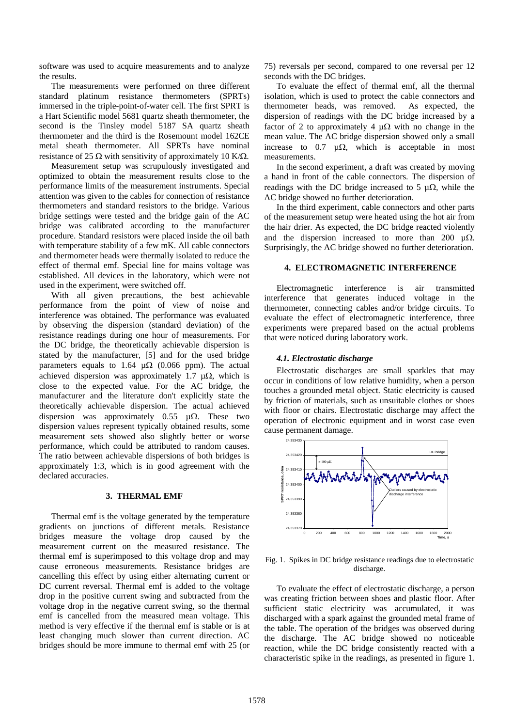software was used to acquire measurements and to analyze the results.

The measurements were performed on three different standard platinum resistance thermometers (SPRTs) immersed in the triple-point-of-water cell. The first SPRT is a Hart Scientific model 5681 quartz sheath thermometer, the second is the Tinsley model 5187 SA quartz sheath thermometer and the third is the Rosemount model 162CE metal sheath thermometer. All SPRTs have nominal resistance of 25 Ω with sensitivity of approximately 10 K/Ω.

Measurement setup was scrupulously investigated and optimized to obtain the measurement results close to the performance limits of the measurement instruments. Special attention was given to the cables for connection of resistance thermometers and standard resistors to the bridge. Various bridge settings were tested and the bridge gain of the AC bridge was calibrated according to the manufacturer procedure. Standard resistors were placed inside the oil bath with temperature stability of a few mK. All cable connectors and thermometer heads were thermally isolated to reduce the effect of thermal emf. Special line for mains voltage was established. All devices in the laboratory, which were not used in the experiment, were switched off.

With all given precautions, the best achievable performance from the point of view of noise and interference was obtained. The performance was evaluated by observing the dispersion (standard deviation) of the resistance readings during one hour of measurements. For the DC bridge, the theoretically achievable dispersion is stated by the manufacturer, [5] and for the used bridge parameters equals to 1.64 μΩ (0.066 ppm). The actual achieved dispersion was approximately 1.7 μΩ, which is close to the expected value. For the AC bridge, the manufacturer and the literature don't explicitly state the theoretically achievable dispersion. The actual achieved dispersion was approximately 0.55 μΩ. These two dispersion values represent typically obtained results, some measurement sets showed also slightly better or worse performance, which could be attributed to random causes. The ratio between achievable dispersions of both bridges is approximately 1:3, which is in good agreement with the declared accuracies.

## 3. THERMAL EMF

Thermal emf is the voltage generated by the temperature gradients on junctions of different metals. Resistance bridges measure the voltage drop caused by the measurement current on the measured resistance. The thermal emf is superimposed to this voltage drop and may cause erroneous measurements. Resistance bridges are cancelling this effect by using either alternating current or DC current reversal. Thermal emf is added to the voltage drop in the positive current swing and subtracted from the voltage drop in the negative current swing, so the thermal emf is cancelled from the measured mean voltage. This method is very effective if the thermal emf is stable or is at least changing much slower than current direction. AC bridges should be more immune to thermal emf with 25 (or 75) reversals per second, compared to one reversal per 12 seconds with the DC bridges.

To evaluate the effect of thermal emf, all the thermal isolation, which is used to protect the cable connectors and thermometer heads, was removed. As expected, the dispersion of readings with the DC bridge increased by a factor of 2 to approximately 4 μΩ with no change in the mean value. The AC bridge dispersion showed only a small increase to 0.7 μΩ, which is acceptable in most measurements.

In the second experiment, a draft was created by moving a hand in front of the cable connectors. The dispersion of readings with the DC bridge increased to 5 μΩ, while the AC bridge showed no further deterioration.

In the third experiment, cable connectors and other parts of the measurement setup were heated using the hot air from the hair drier. As expected, the DC bridge reacted violently and the dispersion increased to more than 200 μΩ. Surprisingly, the AC bridge showed no further deterioration.

## 4. ELECTROMAGNETIC INTERFERENCE

Electromagnetic interference is air transmitted interference that generates induced voltage in the thermometer, connecting cables and/or bridge circuits. To evaluate the effect of electromagnetic interference, three experiments were prepared based on the actual problems that were noticed during laboratory work.

### *4.1. Electrostatic discharge*

Electrostatic discharges are small sparkles that may occur in conditions of low relative humidity, when a person touches a grounded metal object. Static electricity is caused by friction of materials, such as unsuitable clothes or shoes with floor or chairs. Electrostatic discharge may affect the operation of electronic equipment and in worst case even cause permanent damage.

Fig. 1. Spikes in DC bridge resistance readings due to electrostatic discharge.

To evaluate the effect of electrostatic discharge, a person was creating friction between shoes and plastic floor. After sufficient static electricity was accumulated, it was discharged with a spark against the grounded metal frame of the table. The operation of the bridges was observed during the discharge. The AC bridge showed no noticeable reaction, while the DC bridge consistently reacted with a characteristic spike in the readings, as presented in figure 1.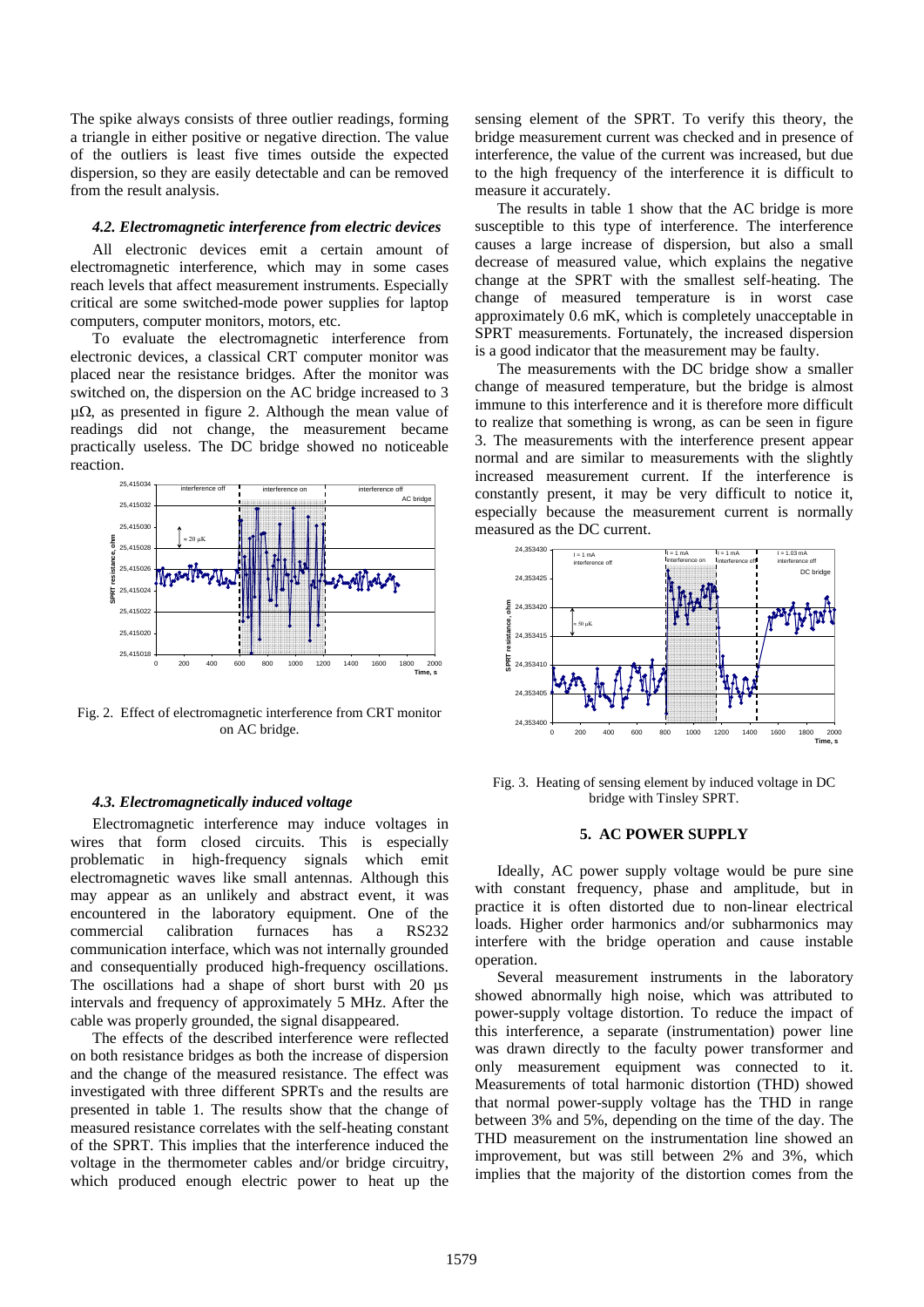The spike always consists of three outlier readings, forming a triangle in either positive or negative direction. The value of the outliers is least five times outside the expected dispersion, so they are easily detectable and can be removed from the result analysis.

### *4.2. Electromagnetic interference from electric devices*

All electronic devices emit a certain amount of electromagnetic interference, which may in some cases reach levels that affect measurement instruments. Especially critical are some switched-mode power supplies for laptop computers, computer monitors, motors, etc.

To evaluate the electromagnetic interference from electronic devices, a classical CRT computer monitor was placed near the resistance bridges. After the monitor was switched on, the dispersion on the AC bridge increased to 3 μΩ, as presented in figure 2. Although the mean value of readings did not change, the measurement became practically useless. The DC bridge showed no noticeable reaction.

Fig. 2. Effect of electromagnetic interference from CRT monitor on AC bridge.

### *4.3. Electromagnetically induced voltage*

Electromagnetic interference may induce voltages in wires that form closed circuits. This is especially problematic in high-frequency signals which emit electromagnetic waves like small antennas. Although this may appear as an unlikely and abstract event, it was encountered in the laboratory equipment. One of the commercial calibration furnaces has a RS232 communication interface, which was not internally grounded and consequentially produced high-frequency oscillations. The oscillations had a shape of short burst with 20 μs intervals and frequency of approximately 5 MHz. After the cable was properly grounded, the signal disappeared.

The effects of the described interference were reflected on both resistance bridges as both the increase of dispersion and the change of the measured resistance. The effect was investigated with three different SPRTs and the results are presented in table 1. The results show that the change of measured resistance correlates with the self-heating constant of the SPRT. This implies that the interference induced the voltage in the thermometer cables and/or bridge circuitry, which produced enough electric power to heat up the sensing element of the SPRT. To verify this theory, the bridge measurement current was checked and in presence of interference, the value of the current was increased, but due to the high frequency of the interference it is difficult to measure it accurately.

The results in table 1 show that the AC bridge is more susceptible to this type of interference. The interference causes a large increase of dispersion, but also a small decrease of measured value, which explains the negative change at the SPRT with the smallest self-heating. The change of measured temperature is in worst case approximately 0.6 mK, which is completely unacceptable in SPRT measurements. Fortunately, the increased dispersion is a good indicator that the measurement may be faulty.

The measurements with the DC bridge show a smaller change of measured temperature, but the bridge is almost immune to this interference and it is therefore more difficult to realize that something is wrong, as can be seen in figure 3. The measurements with the interference present appear normal and are similar to measurements with the slightly increased measurement current. If the interference is constantly present, it may be very difficult to notice it, especially because the measurement current is normally measured as the DC current.

Fig. 3. Heating of sensing element by induced voltage in DC bridge with Tinsley SPRT.

## 5. AC POWER SUPPLY

Ideally, AC power supply voltage would be pure sine with constant frequency, phase and amplitude, but in practice it is often distorted due to non-linear electrical loads. Higher order harmonics and/or subharmonics may interfere with the bridge operation and cause instable operation.

Several measurement instruments in the laboratory showed abnormally high noise, which was attributed to power-supply voltage distortion. To reduce the impact of this interference, a separate (instrumentation) power line was drawn directly to the faculty power transformer and only measurement equipment was connected to it. Measurements of total harmonic distortion (THD) showed that normal power-supply voltage has the THD in range between 3% and 5%, depending on the time of the day. The THD measurement on the instrumentation line showed an improvement, but was still between 2% and 3%, which implies that the majority of the distortion comes from the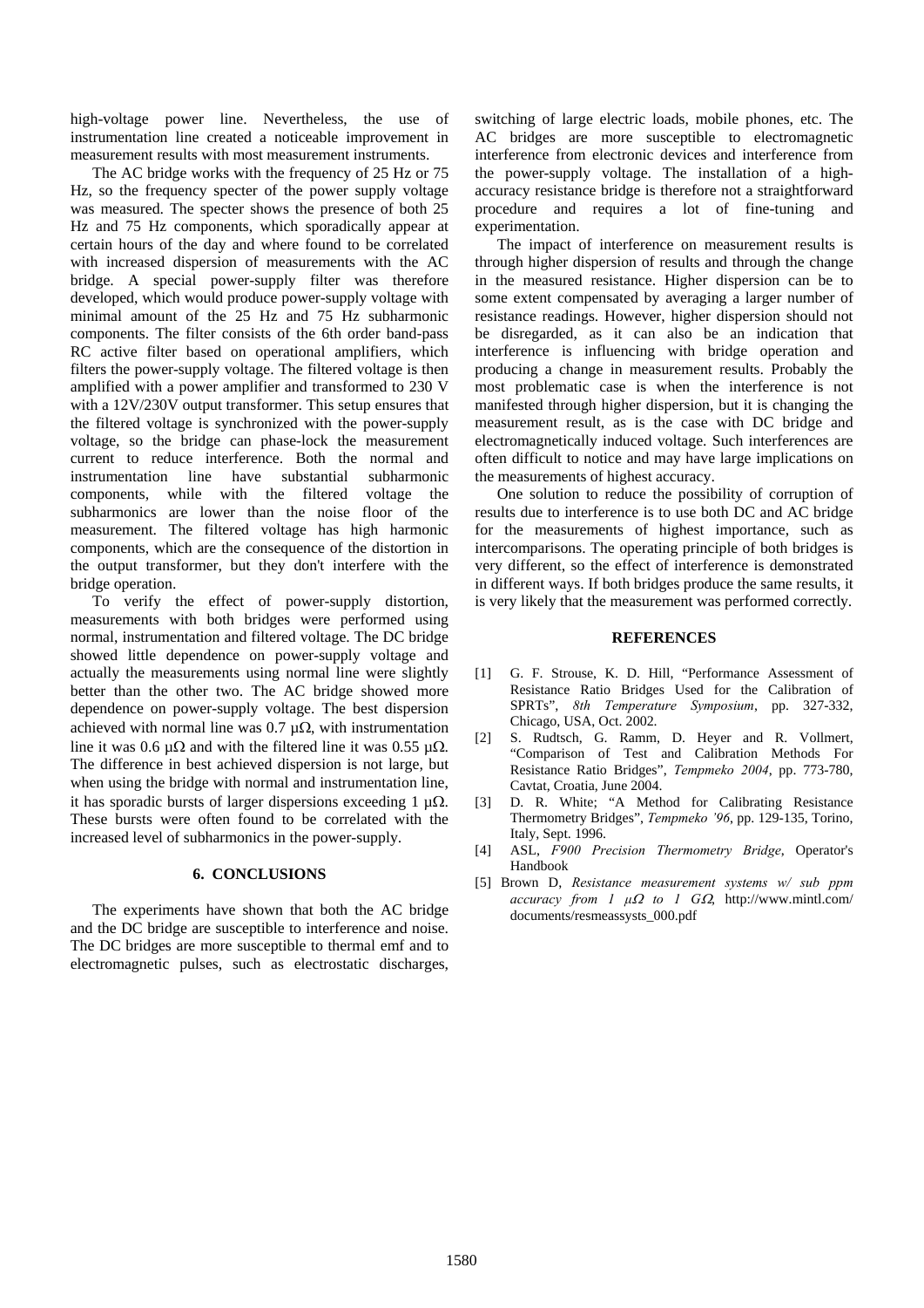high-voltage power line. Nevertheless, the use of instrumentation line created a noticeable improvement in measurement results with most measurement instruments.

The AC bridge works with the frequency of 25 Hz or 75 Hz, so the frequency specter of the power supply voltage was measured. The specter shows the presence of both 25 Hz and 75 Hz components, which sporadically appear at certain hours of the day and where found to be correlated with increased dispersion of measurements with the AC bridge. A special power-supply filter was therefore developed, which would produce power-supply voltage with minimal amount of the 25 Hz and 75 Hz subharmonic components. The filter consists of the 6th order band-pass RC active filter based on operational amplifiers, which filters the power-supply voltage. The filtered voltage is then amplified with a power amplifier and transformed to 230 V with a 12V/230V output transformer. This setup ensures that the filtered voltage is synchronized with the power-supply voltage, so the bridge can phase-lock the measurement current to reduce interference. Both the normal and instrumentation line have substantial subharmonic components, while with the filtered voltage the subharmonics are lower than the noise floor of the measurement. The filtered voltage has high harmonic components, which are the consequence of the distortion in the output transformer, but they don't interfere with the bridge operation.

To verify the effect of power-supply distortion, measurements with both bridges were performed using normal, instrumentation and filtered voltage. The DC bridge showed little dependence on power-supply voltage and actually the measurements using normal line were slightly better than the other two. The AC bridge showed more dependence on power-supply voltage. The best dispersion achieved with normal line was 0.7 μΩ, with instrumentation line it was 0.6 μΩ and with the filtered line it was 0.55 μΩ. The difference in best achieved dispersion is not large, but when using the bridge with normal and instrumentation line, it has sporadic bursts of larger dispersions exceeding 1 μΩ. These bursts were often found to be correlated with the increased level of subharmonics in the power-supply.

## 6. CONCLUSIONS

The experiments have shown that both the AC bridge and the DC bridge are susceptible to interference and noise. The DC bridges are more susceptible to thermal emf and to electromagnetic pulses, such as electrostatic discharges, switching of large electric loads, mobile phones, etc. The AC bridges are more susceptible to electromagnetic interference from electronic devices and interference from the power-supply voltage. The installation of a high-accuracy resistance bridge is therefore not a straightforward procedure and requires a lot of fine-tuning and experimentation.

The impact of interference on measurement results is through higher dispersion of results and through the change in the measured resistance. Higher dispersion can be to some extent compensated by averaging a larger number of resistance readings. However, higher dispersion should not be disregarded, as it can also be an indication that interference is influencing with bridge operation and producing a change in measurement results. Probably the most problematic case is when the interference is not manifested through higher dispersion, but it is changing the measurement result, as is the case with DC bridge and electromagnetically induced voltage. Such interferences are often difficult to notice and may have large implications on the measurements of highest accuracy.

One solution to reduce the possibility of corruption of results due to interference is to use both DC and AC bridge for the measurements of highest importance, such as intercomparisons. The operating principle of both bridges is very different, so the effect of interference is demonstrated in different ways. If both bridges produce the same results, it is very likely that the measurement was performed correctly.

## REFERENCES

[1] G. F. Strouse, K. D. Hill, "Performance Assessment of Resistance Ratio Bridges Used for the Calibration of SPRTs", *8th Temperature Symposium*, pp. 327-332, Chicago, USA, Oct. 2002.

[2] S. Rudtsch, G. Ramm, D. Heyer and R. Vollmert, "Comparison of Test and Calibration Methods For Resistance Ratio Bridges", *Tempmeko 2004*, pp. 773-780, Cavtat, Croatia, June 2004.

[3] D. R. White; "A Method for Calibrating Resistance Thermometry Bridges", *Tempmeko '96*, pp. 129-135, Torino, Italy, Sept. 1996.

[4] ASL, *F900 Precision Thermometry Bridge*, Operator's Handbook

[5] Brown D, *Resistance measurement systems w/ sub ppm accuracy from 1 μΩ to 1 GΩ*, http://www.mintl.com/documents/resmeassysts_000.pdf